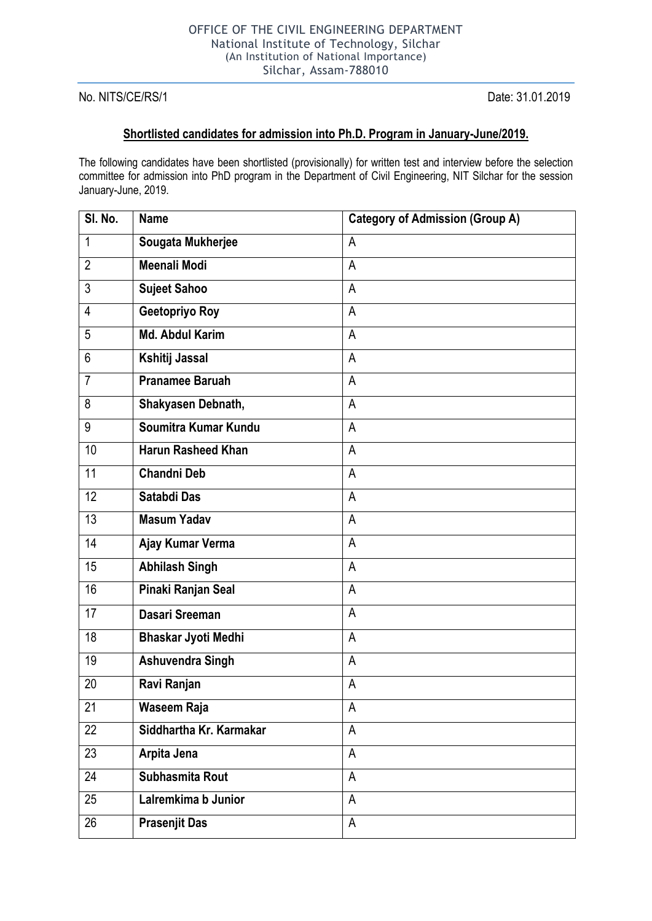OFFICE OF THE CIVIL ENGINEERING DEPARTMENT
National Institute of Technology, Silchar
(An Institution of National Importance)
Silchar, Assam-788010

No. NITS/CE/RS/1 Date: 31.01.2019

## Shortlisted candidates for admission into Ph.D. Program in January-June/2019.

The following candidates have been shortlisted (provisionally) for written test and interview before the selection committee for admission into PhD program in the Department of Civil Engineering, NIT Silchar for the session January-June, 2019.

| Sl. No. | Name | Category of Admission (Group A) |
|---|---|---|
| 1 | **Sougata Mukherjee** | A |
| 2 | **Meenali Modi** | A |
| 3 | **Sujeet Sahoo** | A |
| 4 | **Geetopriyo Roy** | A |
| 5 | **Md. Abdul Karim** | A |
| 6 | **Kshitij Jassal** | A |
| 7 | **Pranamee Baruah** | A |
| 8 | **Shakyasen Debnath,** | A |
| 9 | **Soumitra Kumar Kundu** | A |
| 10 | **Harun Rasheed Khan** | A |
| 11 | **Chandni Deb** | A |
| 12 | **Satabdi Das** | A |
| 13 | **Masum Yadav** | A |
| 14 | **Ajay Kumar Verma** | A |
| 15 | **Abhilash Singh** | A |
| 16 | **Pinaki Ranjan Seal** | A |
| 17 | **Dasari Sreeman** | A |
| 18 | **Bhaskar Jyoti Medhi** | A |
| 19 | **Ashuvendra Singh** | A |
| 20 | **Ravi Ranjan** | A |
| 21 | **Waseem Raja** | A |
| 22 | **Siddhartha Kr. Karmakar** | A |
| 23 | **Arpita Jena** | A |
| 24 | **Subhasmita Rout** | A |
| 25 | **Lalremkima b Junior** | A |
| 26 | **Prasenjit Das** | A |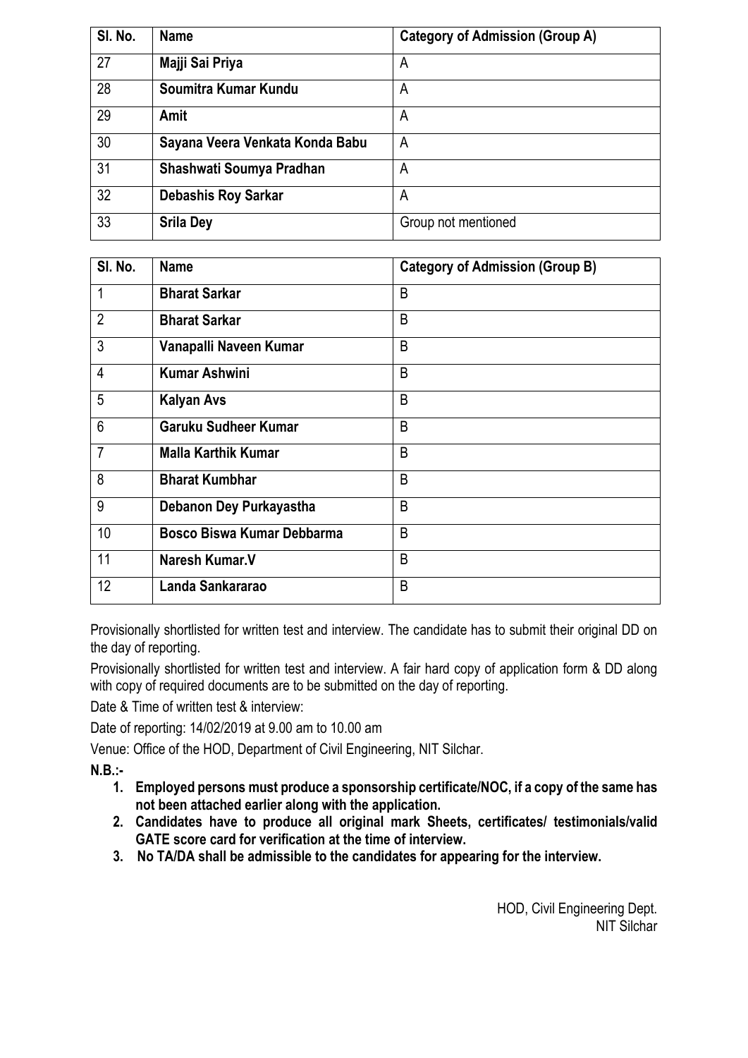| Sl. No. | Name | Category of Admission (Group A) |
|---|---|---|
| 27 | **Majji Sai Priya** | A |
| 28 | **Soumitra Kumar Kundu** | A |
| 29 | **Amit** | A |
| 30 | **Sayana Veera Venkata Konda Babu** | A |
| 31 | **Shashwati Soumya Pradhan** | A |
| 32 | **Debashis Roy Sarkar** | A |
| 33 | **Srila Dey** | Group not mentioned |

| Sl. No. | Name | Category of Admission (Group B) |
|---|---|---|
| 1 | **Bharat Sarkar** | B |
| 2 | **Bharat Sarkar** | B |
| 3 | **Vanapalli Naveen Kumar** | B |
| 4 | **Kumar Ashwini** | B |
| 5 | **Kalyan Avs** | B |
| 6 | **Garuku Sudheer Kumar** | B |
| 7 | **Malla Karthik Kumar** | B |
| 8 | **Bharat Kumbhar** | B |
| 9 | **Debanon Dey Purkayastha** | B |
| 10 | **Bosco Biswa Kumar Debbarma** | B |
| 11 | **Naresh Kumar.V** | B |
| 12 | **Landa Sankararao** | B |

Provisionally shortlisted for written test and interview. The candidate has to submit their original DD on the day of reporting.

Provisionally shortlisted for written test and interview. A fair hard copy of application form & DD along with copy of required documents are to be submitted on the day of reporting.

Date & Time of written test & interview:

Date of reporting: 14/02/2019 at 9.00 am to 10.00 am

Venue: Office of the HOD, Department of Civil Engineering, NIT Silchar.

**N.B.:-**

1. **Employed persons must produce a sponsorship certificate/NOC, if a copy of the same has not been attached earlier along with the application.**
2. **Candidates have to produce all original mark Sheets, certificates/ testimonials/valid GATE score card for verification at the time of interview.**
3. **No TA/DA shall be admissible to the candidates for appearing for the interview.**

HOD, Civil Engineering Dept.
NIT Silchar